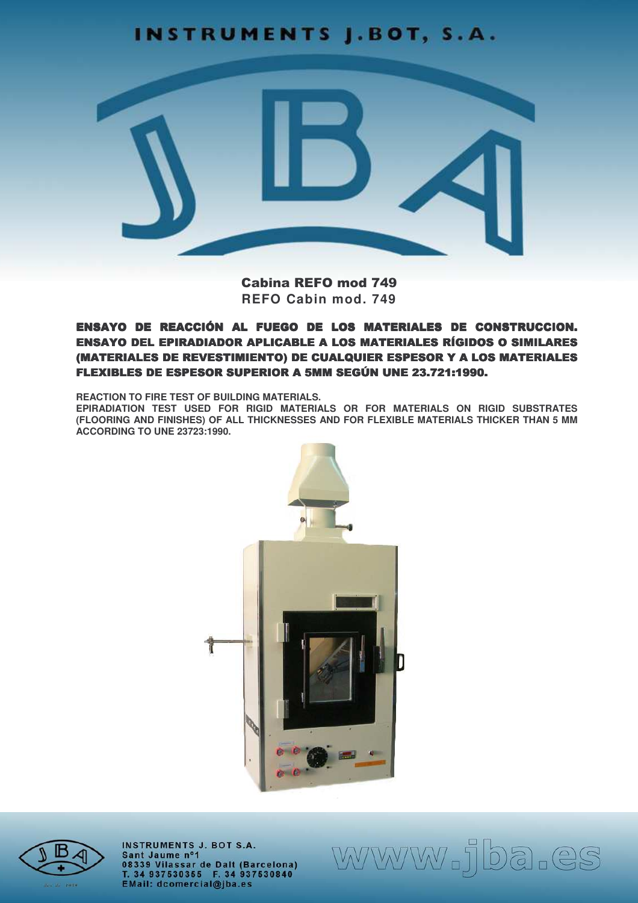# INSTRUMENTS J.BOT, S.A.

## Cabina REFO mod 749

**REFO Cabin mod. 749**

**ENSAYO DE REACCIÓN AL FUEGO DE LOS MATERIALES DE CONSTRUCCION. ENSAYO DEL EPIRADIADOR APLICABLE A LOS MATERIALES RÍGIDOS O SIMILARES (MATERIALES DE REVESTIMIENTO) DE CUALQUIER ESPESOR Y A LOS MATERIALES FLEXIBLES DE ESPESOR SUPERIOR A 5MM SEGÚN UNE 23.721:1990.**

**REACTION TO FIRE TEST OF BUILDING MATERIALS.**
**EPIRADIATION TEST USED FOR RIGID MATERIALS OR FOR MATERIALS ON RIGID SUBSTRATES (FLOORING AND FINISHES) OF ALL THICKNESSES AND FOR FLEXIBLE MATERIALS THICKER THAN 5 MM ACCORDING TO UNE 23723:1990.**

INSTRUMENTS J. BOT S.A.
Sant Jaume nº1
08339 Vilassar de Dalt (Barcelona)
T. 34 937530355 F. 34 937530840
EMail: dcomercial@jba.es

www.jba.es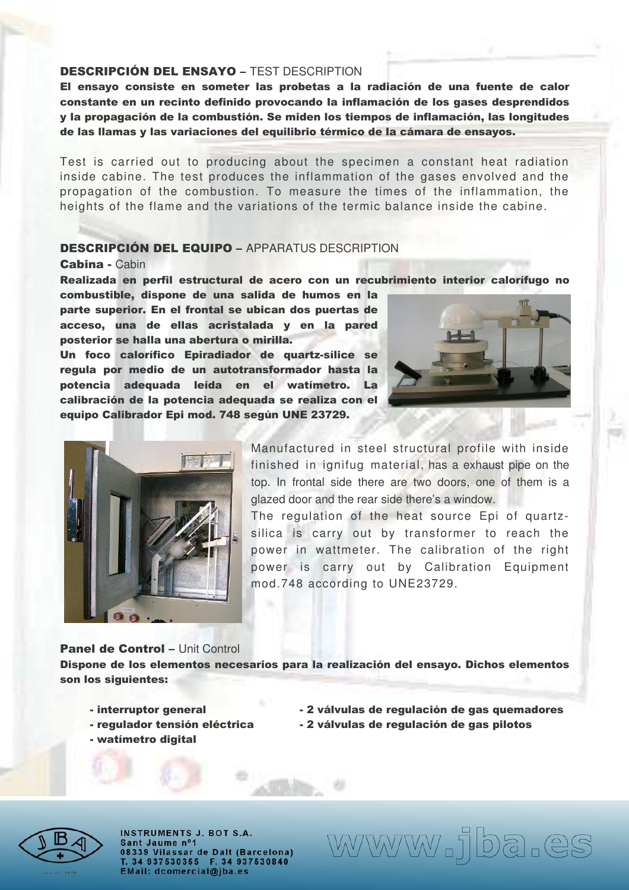## **DESCRIPCIÓN DEL ENSAYO** – TEST DESCRIPTION

**El ensayo consiste en someter las probetas a la radiación de una fuente de calor constante en un recinto definido provocando la inflamación de los gases desprendidos y la propagación de la combustión. Se miden los tiempos de inflamación, las longitudes de las llamas y las variaciones del equilibrio térmico de la cámara de ensayos.**

Test is carried out to producing about the specimen a constant heat radiation inside cabine. The test produces the inflammation of the gases envolved and the propagation of the combustion. To measure the times of the inflammation, the heights of the flame and the variations of the termic balance inside the cabine.

## **DESCRIPCIÓN DEL EQUIPO** – APPARATUS DESCRIPTION

### **Cabina** - Cabin

**Realizada en perfil estructural de acero con un recubrimiento interior calorífugo no combustible, dispone de una salida de humos en la parte superior. En el frontal se ubican dos puertas de acceso, una de ellas acristalada y en la pared posterior se halla una abertura o mirilla.**

**Un foco calorífico Epiradiador de quartz-sílice se regula por medio de un autotransformador hasta la potencia adequada leída en el watímetro. La calibración de la potencia adequada se realiza con el equipo Calibrador Epi mod. 748 según UNE 23729.**

Manufactured in steel structural profile with inside finished in ignifug material, has a exhaust pipe on the top. In frontal side there are two doors, one of them is a glazed door and the rear side there's a window.

The regulation of the heat source Epi of quartz-silica is carry out by transformer to reach the power in wattmeter. The calibration of the right power is carry out by Calibration Equipment mod.748 according to UNE23729.

### **Panel de Control** – Unit Control

**Dispone de los elementos necesarios para la realización del ensayo. Dichos elementos son los siguientes:**

- **interruptor general**
- **regulador tensión eléctrica**
- **watímetro digital**
- **2 válvulas de regulación de gas quemadores**
- **2 válvulas de regulación de gas pilotos**

INSTRUMENTS J. BOT S.A.
Sant Jaume nº1
08339 Vilassar de Dalt (Barcelona)
T. 34 937530355 F. 34 937530840
EMail: dcomercial@jba.es

www.jba.es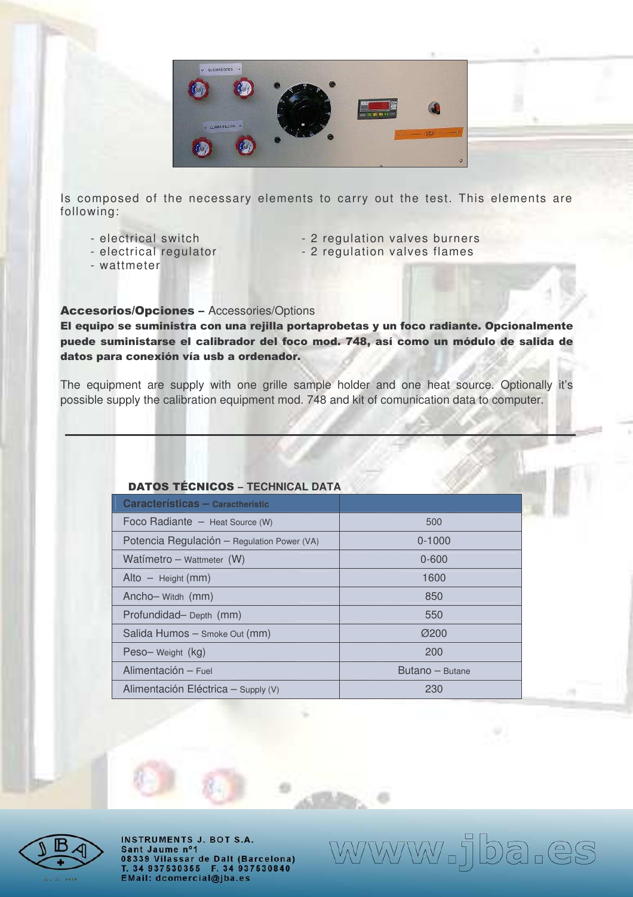Is composed of the necessary elements to carry out the test. This elements are following:

- electrical switch
- electrical regulator
- wattmeter
- 2 regulation valves burners
- 2 regulation valves flames

**Accesorios/Opciones –** Accessories/Options

**El equipo se suministra con una rejilla portaprobetas y un foco radiante. Opcionalmente puede suministarse el calibrador del foco mod. 748, así como un módulo de salida de datos para conexión vía usb a ordenador.**

The equipment are supply with one grille sample holder and one heat source. Optionally it's possible supply the calibration equipment mod. 748 and kit of comunication data to computer.

---

**DATOS TÉCNICOS** – TECHNICAL DATA

| Características – Caractheristic | |
|---|---|
| Foco Radiante – Heat Source (W) | 500 |
| Potencia Regulación – Regulation Power (VA) | 0-1000 |
| Watímetro – Wattmeter (W) | 0-600 |
| Alto – Height (mm) | 1600 |
| Ancho– Witdh (mm) | 850 |
| Profundidad– Depth (mm) | 550 |
| Salida Humos – Smoke Out (mm) | Ø200 |
| Peso– Weight (kg) | 200 |
| Alimentación – Fuel | Butano – Butane |
| Alimentación Eléctrica – Supply (V) | 230 |

INSTRUMENTS J. BOT S.A.
Sant Jaume nº1
08339 Vilassar de Dalt (Barcelona)
T. 34 937530355 F. 34 937530840
EMail: dcomercial@jba.es

www.jba.es